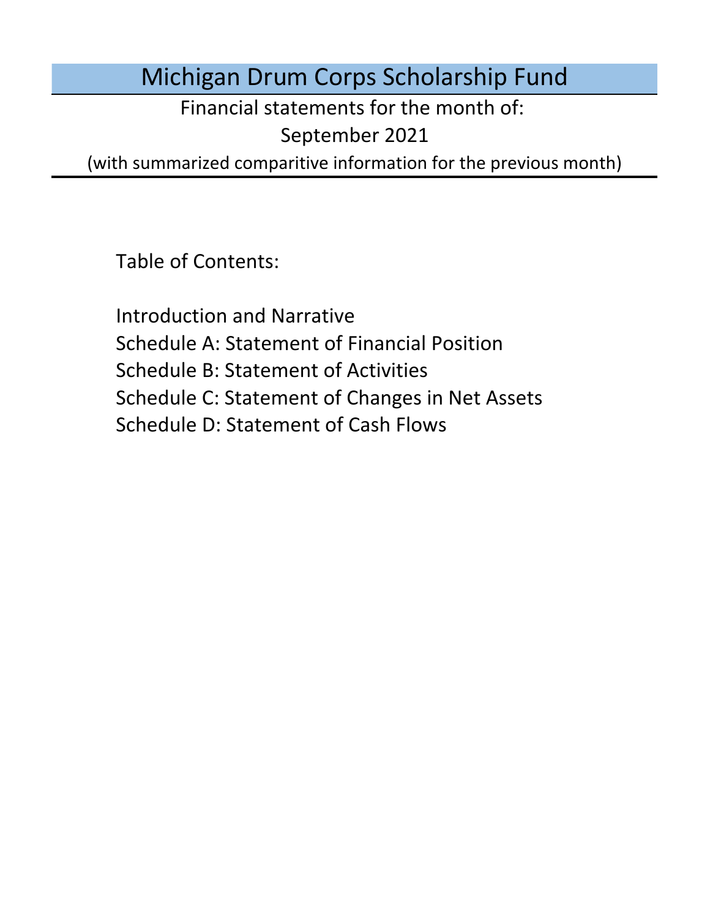# Michigan Drum Corps Scholarship Fund

Financial statements for the month of:

September 2021

(with summarized comparitive information for the previous month)

Table of Contents:

- Introduction and Narrative
- Schedule A: Statement of Financial Position
- Schedule B: Statement of Activities
- Schedule C: Statement of Changes in Net Assets
- Schedule D: Statement of Cash Flows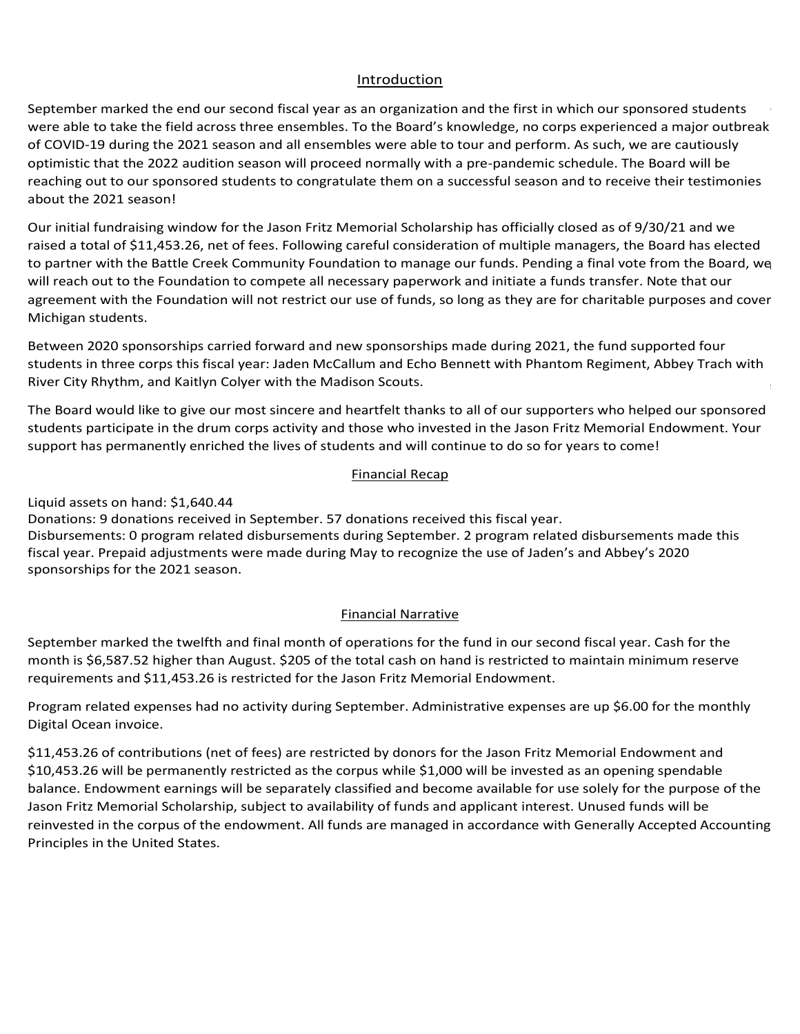## Introduction

September marked the end our second fiscal year as an organization and the first in which our sponsored students were able to take the field across three ensembles. To the Board's knowledge, no corps experienced a major outbreak of COVID-19 during the 2021 season and all ensembles were able to tour and perform. As such, we are cautiously optimistic that the 2022 audition season will proceed normally with a pre-pandemic schedule. The Board will be reaching out to our sponsored students to congratulate them on a successful season and to receive their testimonies about the 2021 season!

Our initial fundraising window for the Jason Fritz Memorial Scholarship has officially closed as of 9/30/21 and we raised a total of $11,453.26, net of fees. Following careful consideration of multiple managers, the Board has elected to partner with the Battle Creek Community Foundation to manage our funds. Pending a final vote from the Board, we will reach out to the Foundation to compete all necessary paperwork and initiate a funds transfer. Note that our agreement with the Foundation will not restrict our use of funds, so long as they are for charitable purposes and cover Michigan students.

Between 2020 sponsorships carried forward and new sponsorships made during 2021, the fund supported four students in three corps this fiscal year: Jaden McCallum and Echo Bennett with Phantom Regiment, Abbey Trach with River City Rhythm, and Kaitlyn Colyer with the Madison Scouts.

The Board would like to give our most sincere and heartfelt thanks to all of our supporters who helped our sponsored students participate in the drum corps activity and those who invested in the Jason Fritz Memorial Endowment. Your support has permanently enriched the lives of students and will continue to do so for years to come!

## Financial Recap

Liquid assets on hand: $1,640.44
Donations: 9 donations received in September. 57 donations received this fiscal year.
Disbursements: 0 program related disbursements during September. 2 program related disbursements made this fiscal year. Prepaid adjustments were made during May to recognize the use of Jaden's and Abbey's 2020 sponsorships for the 2021 season.

## Financial Narrative

September marked the twelfth and final month of operations for the fund in our second fiscal year. Cash for the month is $6,587.52 higher than August. $205 of the total cash on hand is restricted to maintain minimum reserve requirements and $11,453.26 is restricted for the Jason Fritz Memorial Endowment.

Program related expenses had no activity during September. Administrative expenses are up $6.00 for the monthly Digital Ocean invoice.

$11,453.26 of contributions (net of fees) are restricted by donors for the Jason Fritz Memorial Endowment and $10,453.26 will be permanently restricted as the corpus while $1,000 will be invested as an opening spendable balance. Endowment earnings will be separately classified and become available for use solely for the purpose of the Jason Fritz Memorial Scholarship, subject to availability of funds and applicant interest. Unused funds will be reinvested in the corpus of the endowment. All funds are managed in accordance with Generally Accepted Accounting Principles in the United States.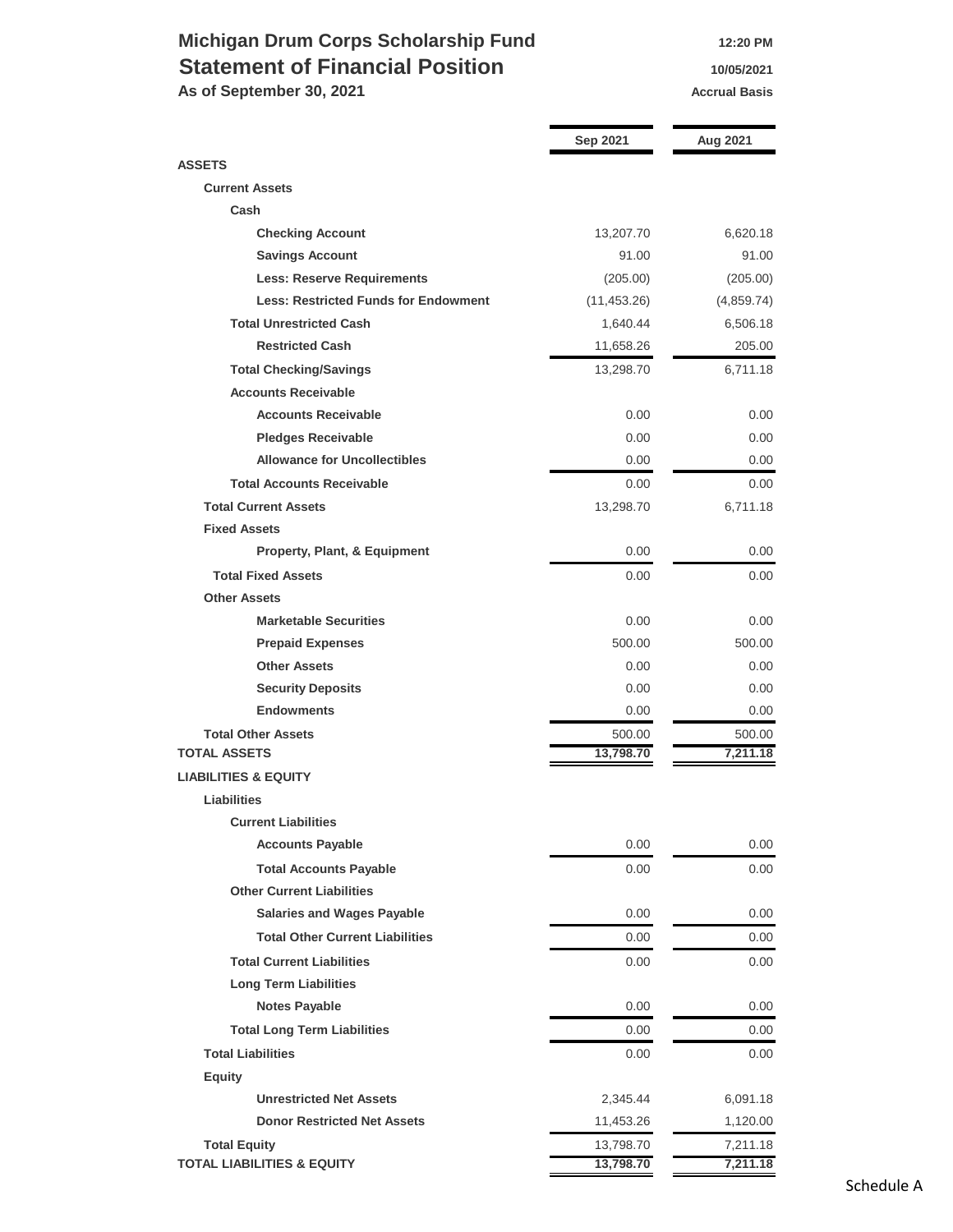# Michigan Drum Corps Scholarship Fund

## Statement of Financial Position

**As of September 30, 2021**

12:20 PM
10/05/2021
Accrual Basis

| | Sep 2021 | Aug 2021 |
|---|---|---|
| **ASSETS** | | |
| **Current Assets** | | |
| **Cash** | | |
| **Checking Account** | 13,207.70 | 6,620.18 |
| **Savings Account** | 91.00 | 91.00 |
| **Less: Reserve Requirements** | (205.00) | (205.00) |
| **Less: Restricted Funds for Endowment** | (11,453.26) | (4,859.74) |
| **Total Unrestricted Cash** | 1,640.44 | 6,506.18 |
| **Restricted Cash** | 11,658.26 | 205.00 |
| **Total Checking/Savings** | 13,298.70 | 6,711.18 |
| **Accounts Receivable** | | |
| **Accounts Receivable** | 0.00 | 0.00 |
| **Pledges Receivable** | 0.00 | 0.00 |
| **Allowance for Uncollectibles** | 0.00 | 0.00 |
| **Total Accounts Receivable** | 0.00 | 0.00 |
| **Total Current Assets** | 13,298.70 | 6,711.18 |
| **Fixed Assets** | | |
| **Property, Plant, & Equipment** | 0.00 | 0.00 |
| **Total Fixed Assets** | 0.00 | 0.00 |
| **Other Assets** | | |
| **Marketable Securities** | 0.00 | 0.00 |
| **Prepaid Expenses** | 500.00 | 500.00 |
| **Other Assets** | 0.00 | 0.00 |
| **Security Deposits** | 0.00 | 0.00 |
| **Endowments** | 0.00 | 0.00 |
| **Total Other Assets** | 500.00 | 500.00 |
| **TOTAL ASSETS** | **13,798.70** | **7,211.18** |
| **LIABILITIES & EQUITY** | | |
| **Liabilities** | | |
| **Current Liabilities** | | |
| **Accounts Payable** | 0.00 | 0.00 |
| **Total Accounts Payable** | 0.00 | 0.00 |
| **Other Current Liabilities** | | |
| **Salaries and Wages Payable** | 0.00 | 0.00 |
| **Total Other Current Liabilities** | 0.00 | 0.00 |
| **Total Current Liabilities** | 0.00 | 0.00 |
| **Long Term Liabilities** | | |
| **Notes Payable** | 0.00 | 0.00 |
| **Total Long Term Liabilities** | 0.00 | 0.00 |
| **Total Liabilities** | 0.00 | 0.00 |
| **Equity** | | |
| **Unrestricted Net Assets** | 2,345.44 | 6,091.18 |
| **Donor Restricted Net Assets** | 11,453.26 | 1,120.00 |
| **Total Equity** | 13,798.70 | 7,211.18 |
| **TOTAL LIABILITIES & EQUITY** | **13,798.70** | **7,211.18** |

Schedule A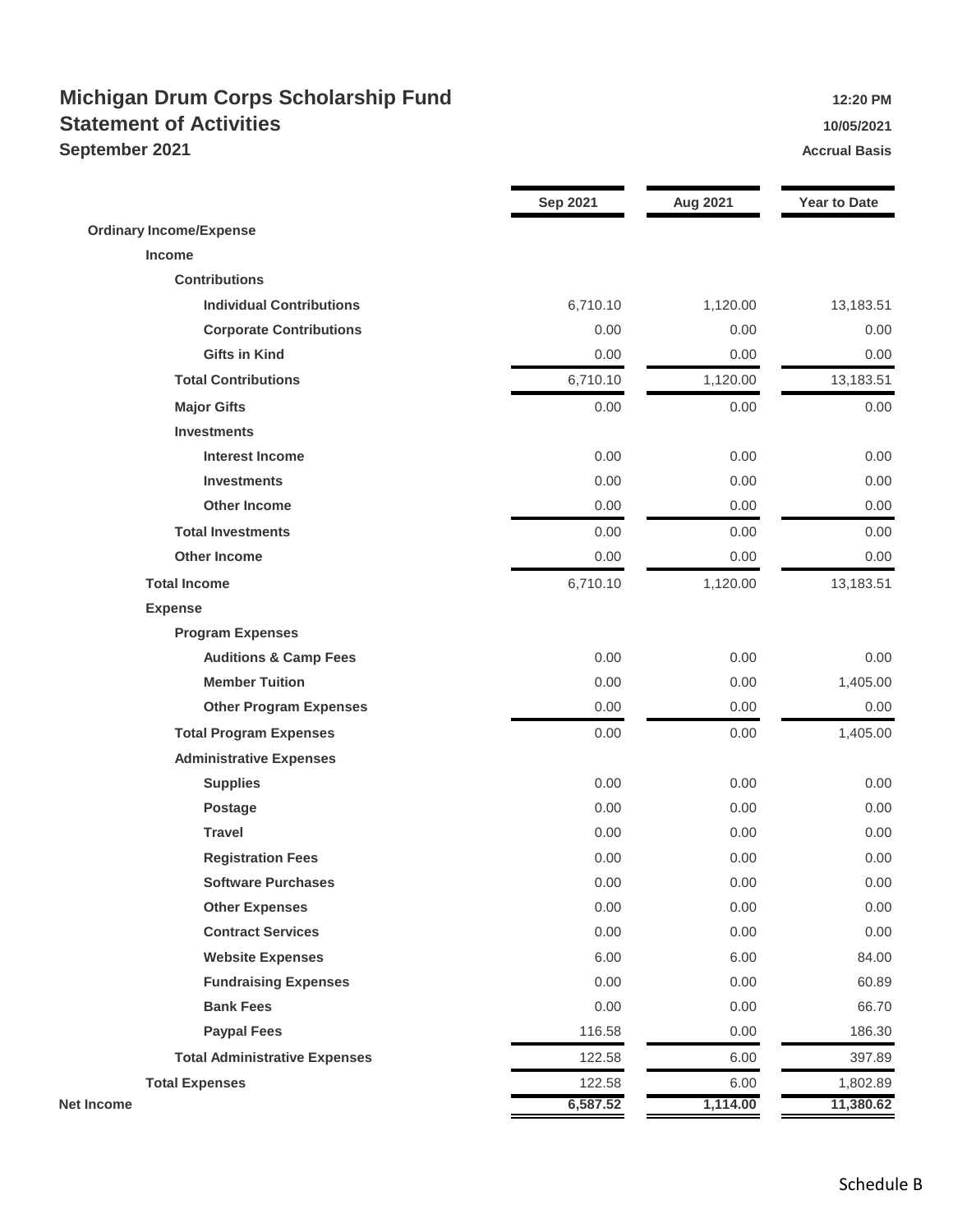# Michigan Drum Corps Scholarship Fund

## Statement of Activities

### September 2021

12:20 PM
10/05/2021
Accrual Basis

| | Sep 2021 | Aug 2021 | Year to Date |
|---|---|---|---|
| **Ordinary Income/Expense** | | | |
| **Income** | | | |
| **Contributions** | | | |
| **Individual Contributions** | 6,710.10 | 1,120.00 | 13,183.51 |
| **Corporate Contributions** | 0.00 | 0.00 | 0.00 |
| **Gifts in Kind** | 0.00 | 0.00 | 0.00 |
| **Total Contributions** | 6,710.10 | 1,120.00 | 13,183.51 |
| **Major Gifts** | 0.00 | 0.00 | 0.00 |
| **Investments** | | | |
| **Interest Income** | 0.00 | 0.00 | 0.00 |
| **Investments** | 0.00 | 0.00 | 0.00 |
| **Other Income** | 0.00 | 0.00 | 0.00 |
| **Total Investments** | 0.00 | 0.00 | 0.00 |
| **Other Income** | 0.00 | 0.00 | 0.00 |
| **Total Income** | 6,710.10 | 1,120.00 | 13,183.51 |
| **Expense** | | | |
| **Program Expenses** | | | |
| **Auditions & Camp Fees** | 0.00 | 0.00 | 0.00 |
| **Member Tuition** | 0.00 | 0.00 | 1,405.00 |
| **Other Program Expenses** | 0.00 | 0.00 | 0.00 |
| **Total Program Expenses** | 0.00 | 0.00 | 1,405.00 |
| **Administrative Expenses** | | | |
| **Supplies** | 0.00 | 0.00 | 0.00 |
| **Postage** | 0.00 | 0.00 | 0.00 |
| **Travel** | 0.00 | 0.00 | 0.00 |
| **Registration Fees** | 0.00 | 0.00 | 0.00 |
| **Software Purchases** | 0.00 | 0.00 | 0.00 |
| **Other Expenses** | 0.00 | 0.00 | 0.00 |
| **Contract Services** | 0.00 | 0.00 | 0.00 |
| **Website Expenses** | 6.00 | 6.00 | 84.00 |
| **Fundraising Expenses** | 0.00 | 0.00 | 60.89 |
| **Bank Fees** | 0.00 | 0.00 | 66.70 |
| **Paypal Fees** | 116.58 | 0.00 | 186.30 |
| **Total Administrative Expenses** | 122.58 | 6.00 | 397.89 |
| **Total Expenses** | 122.58 | 6.00 | 1,802.89 |
| **Net Income** | **6,587.52** | **1,114.00** | **11,380.62** |

Schedule B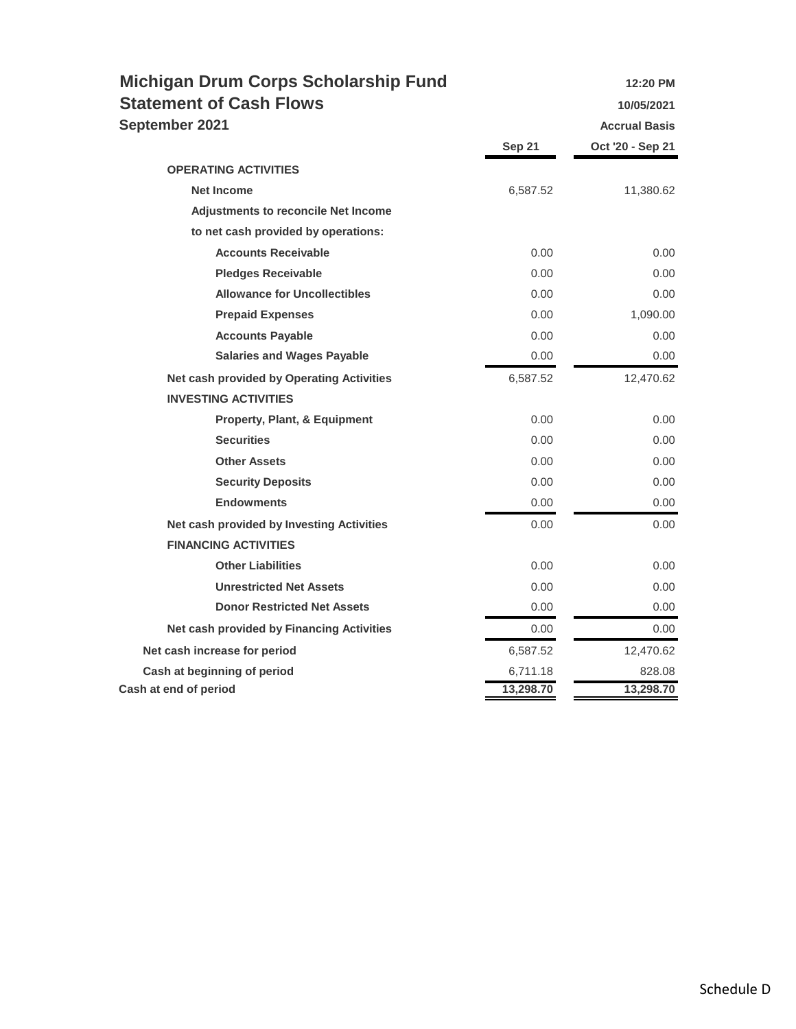# Michigan Drum Corps Scholarship Fund

## Statement of Cash Flows

### September 2021

12:20 PM
10/05/2021
Accrual Basis

| | Sep 21 | Oct '20 - Sep 21 |
|---|---|---|
| **OPERATING ACTIVITIES** | | |
| **Net Income** | 6,587.52 | 11,380.62 |
| **Adjustments to reconcile Net Income to net cash provided by operations:** | | |
| **Accounts Receivable** | 0.00 | 0.00 |
| **Pledges Receivable** | 0.00 | 0.00 |
| **Allowance for Uncollectibles** | 0.00 | 0.00 |
| **Prepaid Expenses** | 0.00 | 1,090.00 |
| **Accounts Payable** | 0.00 | 0.00 |
| **Salaries and Wages Payable** | 0.00 | 0.00 |
| **Net cash provided by Operating Activities** | 6,587.52 | 12,470.62 |
| **INVESTING ACTIVITIES** | | |
| **Property, Plant, & Equipment** | 0.00 | 0.00 |
| **Securities** | 0.00 | 0.00 |
| **Other Assets** | 0.00 | 0.00 |
| **Security Deposits** | 0.00 | 0.00 |
| **Endowments** | 0.00 | 0.00 |
| **Net cash provided by Investing Activities** | 0.00 | 0.00 |
| **FINANCING ACTIVITIES** | | |
| **Other Liabilities** | 0.00 | 0.00 |
| **Unrestricted Net Assets** | 0.00 | 0.00 |
| **Donor Restricted Net Assets** | 0.00 | 0.00 |
| **Net cash provided by Financing Activities** | 0.00 | 0.00 |
| **Net cash increase for period** | 6,587.52 | 12,470.62 |
| **Cash at beginning of period** | 6,711.18 | 828.08 |
| **Cash at end of period** | **13,298.70** | **13,298.70** |

Schedule D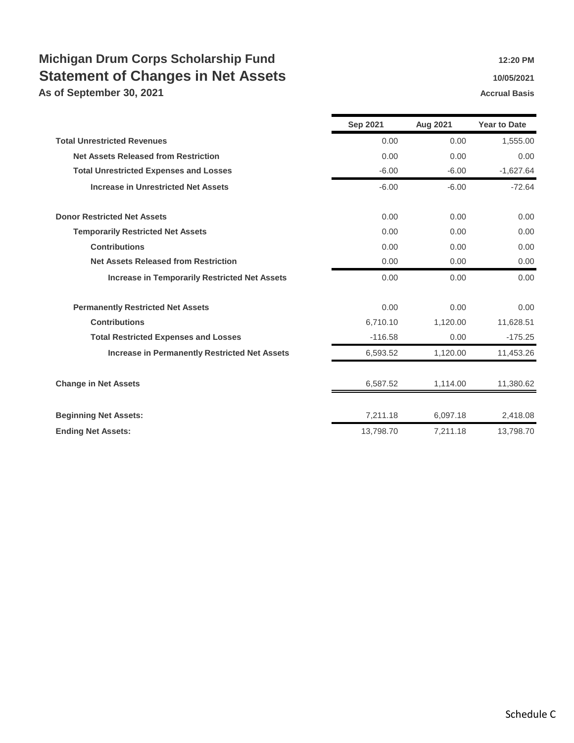# Michigan Drum Corps Scholarship Fund

## Statement of Changes in Net Assets

### As of September 30, 2021

12:20 PM

10/05/2021

Accrual Basis

| | Sep 2021 | Aug 2021 | Year to Date |
|---|---|---|---|
| **Total Unrestricted Revenues** | 0.00 | 0.00 | 1,555.00 |
| **Net Assets Released from Restriction** | 0.00 | 0.00 | 0.00 |
| **Total Unrestricted Expenses and Losses** | -6.00 | -6.00 | -1,627.64 |
| **Increase in Unrestricted Net Assets** | -6.00 | -6.00 | -72.64 |
| **Donor Restricted Net Assets** | 0.00 | 0.00 | 0.00 |
| **Temporarily Restricted Net Assets** | 0.00 | 0.00 | 0.00 |
| **Contributions** | 0.00 | 0.00 | 0.00 |
| **Net Assets Released from Restriction** | 0.00 | 0.00 | 0.00 |
| **Increase in Temporarily Restricted Net Assets** | 0.00 | 0.00 | 0.00 |
| **Permanently Restricted Net Assets** | 0.00 | 0.00 | 0.00 |
| **Contributions** | 6,710.10 | 1,120.00 | 11,628.51 |
| **Total Restricted Expenses and Losses** | -116.58 | 0.00 | -175.25 |
| **Increase in Permanently Restricted Net Assets** | 6,593.52 | 1,120.00 | 11,453.26 |
| **Change in Net Assets** | 6,587.52 | 1,114.00 | 11,380.62 |
| **Beginning Net Assets:** | 7,211.18 | 6,097.18 | 2,418.08 |
| **Ending Net Assets:** | 13,798.70 | 7,211.18 | 13,798.70 |

Schedule C